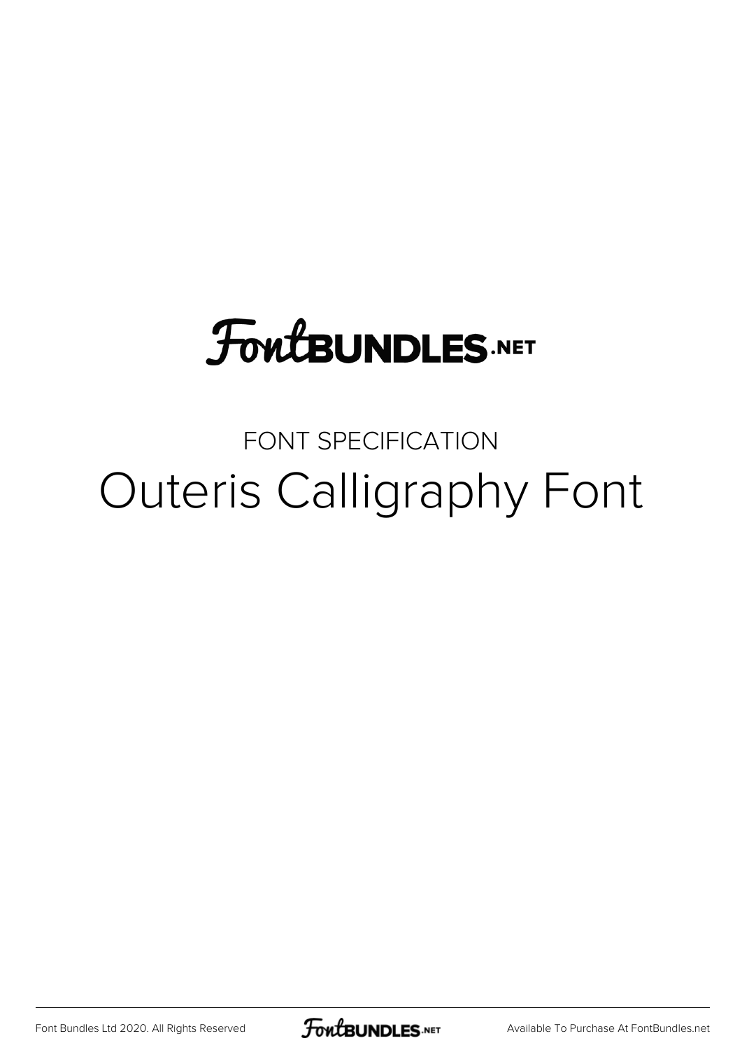FontBUNDLES.NET

FONT SPECIFICATION

# Outeris Calligraphy Font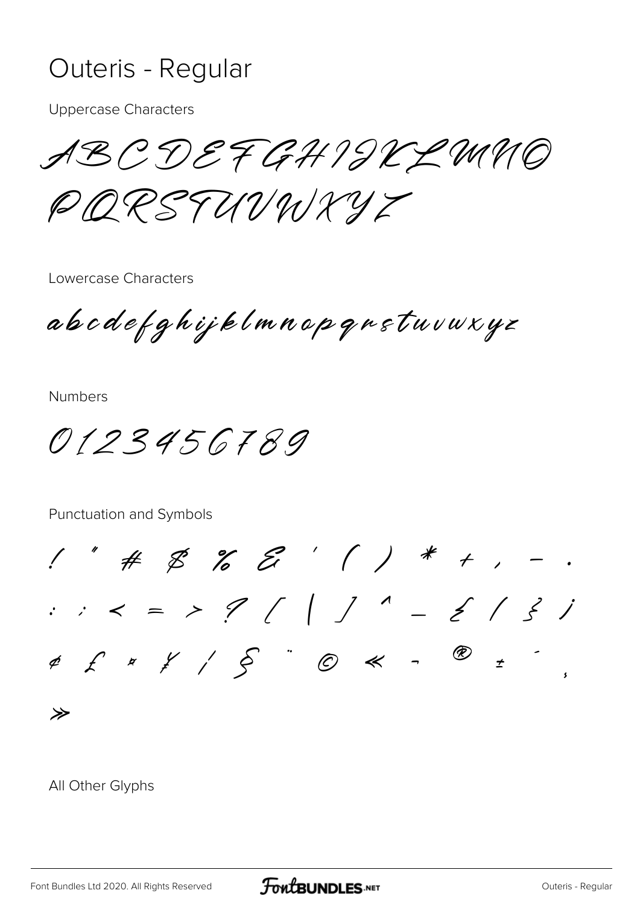# Outeris - Regular

Uppercase Characters

ABCDEFGHIJKLMNO
PQRSTUVWXYZ

Lowercase Characters

abcdefghijklmnopqrstuvwxyz

Numbers

0123456789

Punctuation and Symbols

! " # $ % & ' ( ) * + , - .
: ; < = > ? [ | ] ^ _ { / } ¡
¢ £ ¤ ¥ ¦ § ¨ © « ¬ ® ± ´ ¸
»

All Other Glyphs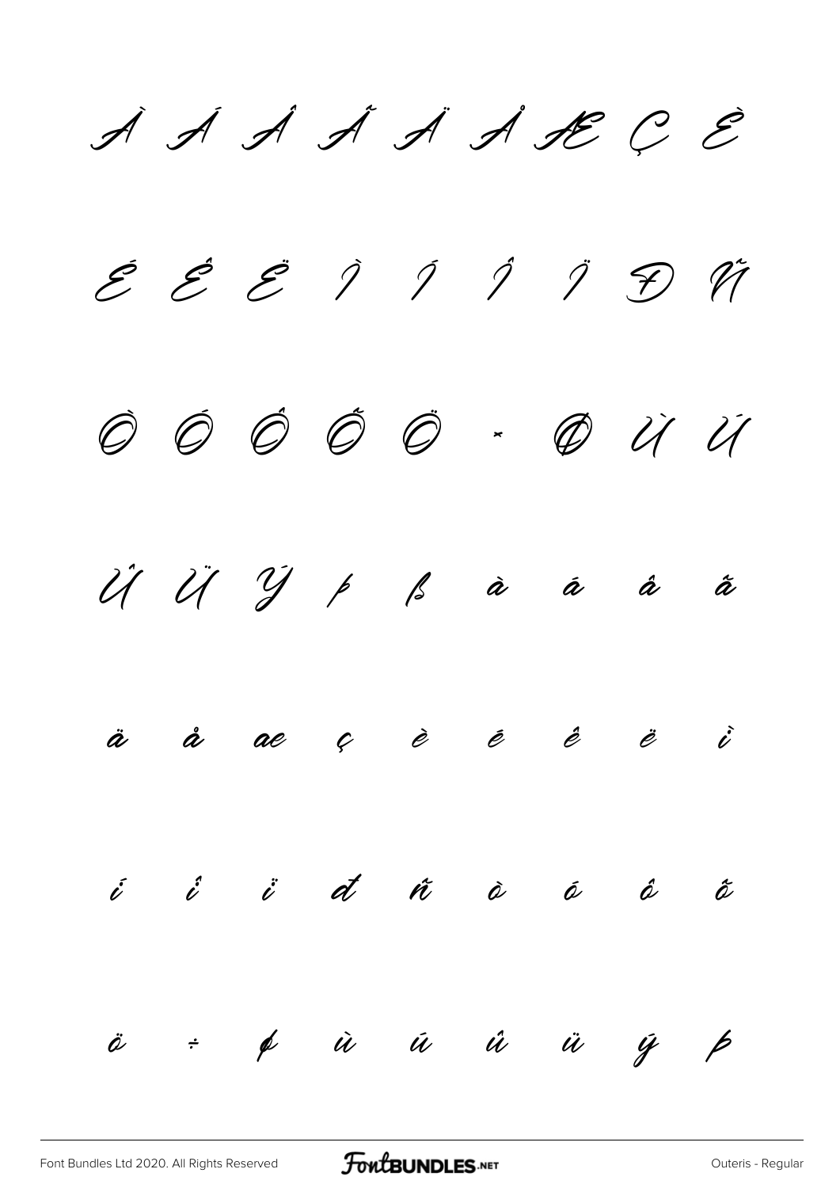À Á Â Ã Ä Å Æ Ç È

É Ê Ë Ì Í Î Ï Ð Ñ

Ò Ó Ô Õ Ö × Ø Ù Ú

Û Ü Ý Þ ß à á â ã

ä å æ ç è é ê ë ì

í î ï ð ñ ò ó ô õ

ö ÷ ø ù ú û ü ý þ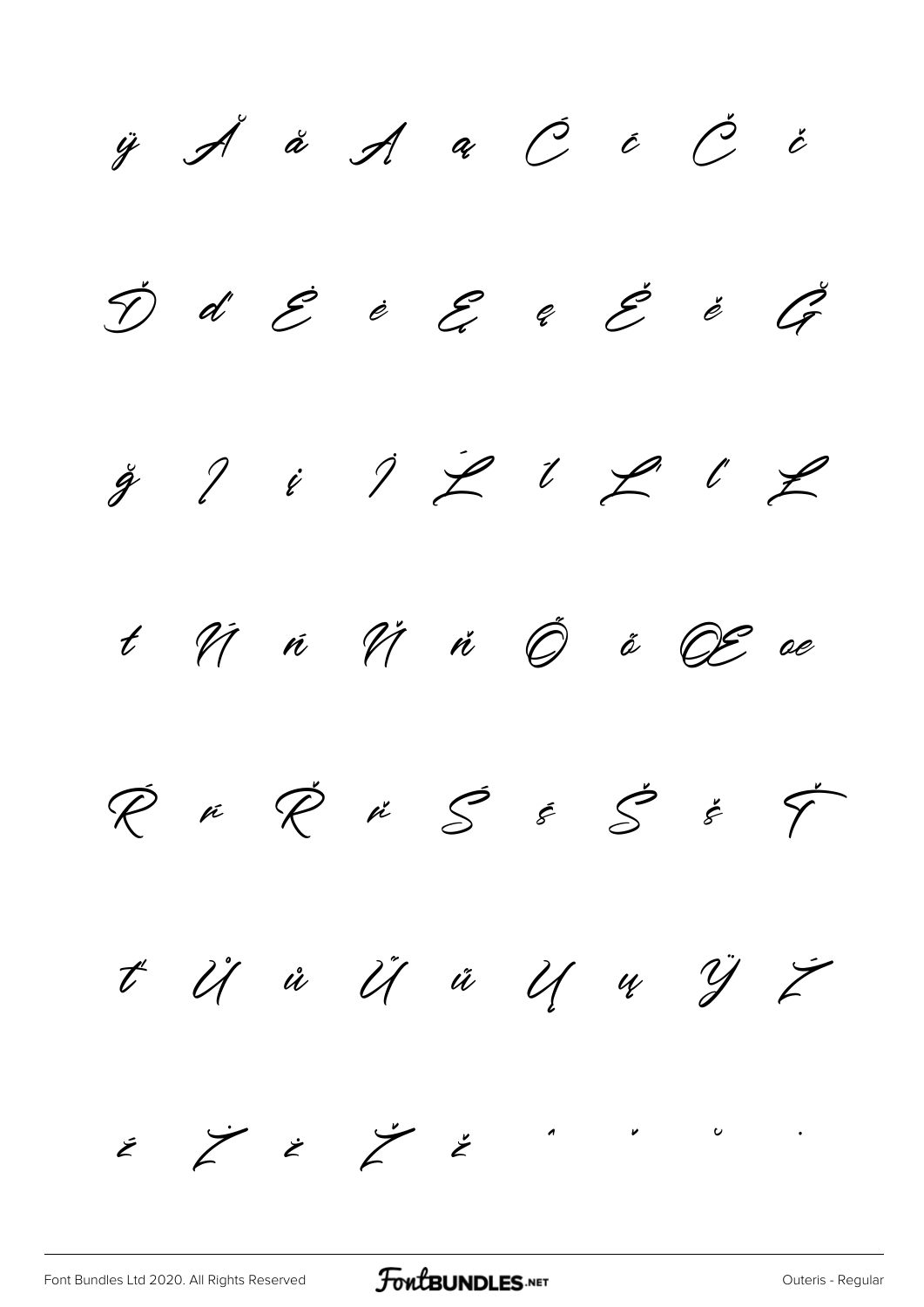ÿ Ă ă Ą ą Ć ć Č č

Ď ď Ė ė Ę ę Ě ě Ğ

ğ Į į İ Ĺ ĺ Ľ ľ Ł

ł Ń ń Ň ň Ő ő Œ œ

Ŕ ŕ Ř ř Ś ś Š š Ť

ť Ů ů Ű ű Ų ų Ÿ Ź

ź Ż ż Ž ž ˆ ˇ ˘ ˙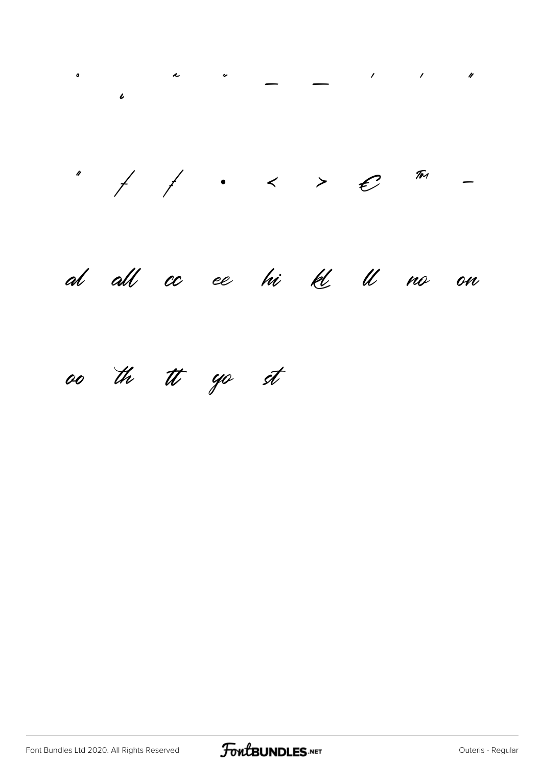˚ ¸ ˛ ˝ – — ' ' "

" † ‡ • ‹ › € ™ −

al all cc ee hi kl ll no on

oo th tt yo st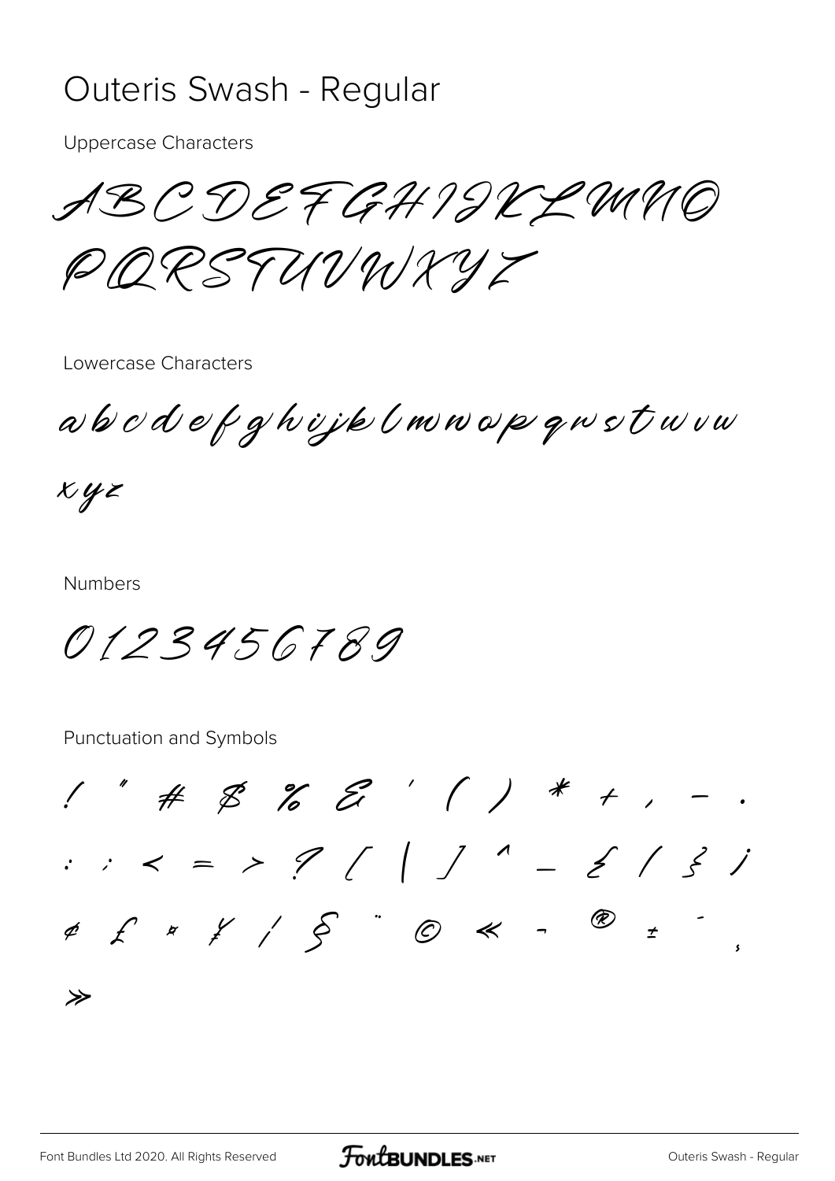# Outeris Swash - Regular

Uppercase Characters

ABCDEFGHIJKLMNO
PQRSTUVWXYZ

Lowercase Characters

abcdefghijklmnopqrstuvw
xyz

Numbers

0123456789

Punctuation and Symbols

! " # $ % & ' ( ) * + , - .
: ; < = > ? [ | ] ^ _ { / } ¡
¢ £ ¤ ¥ ¦ § ¨ © « ¬ ® ± ´ ¸
»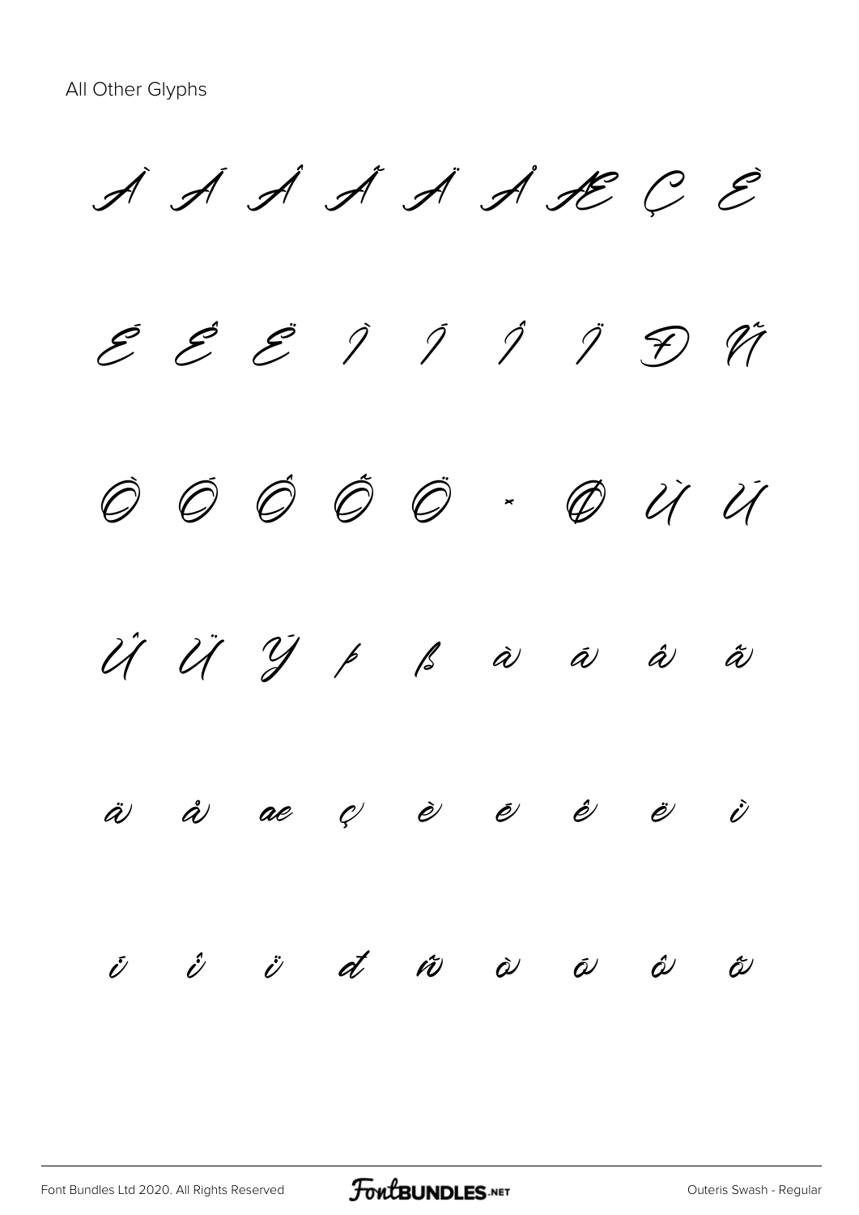All Other Glyphs

À Á Â Ã Ä Å Æ Ç È

É Ê Ë Ì Í Î Ï Ð Ñ

Ò Ó Ô Õ Ö × Ø Ù Ú

Û Ü Ý Þ ß à á â ã

ä å æ ç è é ê ë ì

í î ï ð ñ ò ó ô õ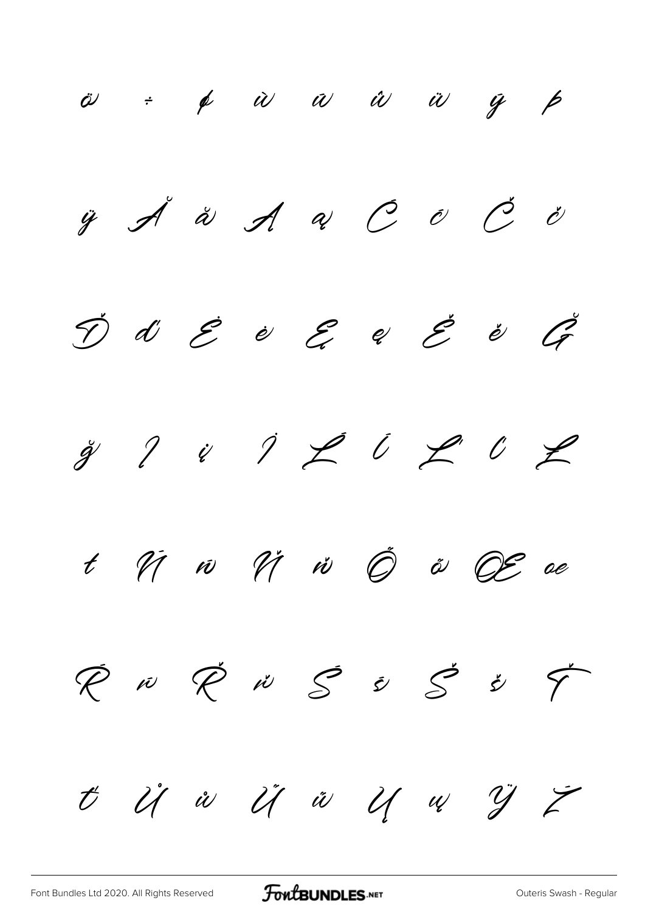ö ÷ ø ù ú û ü ý þ

ÿ Ă ă Ą ą Ć ć Č č

Ď ď Ė ė Ę ę Ě ě Ğ

ğ Į į İ Ĺ ĺ Ľ ľ Ł

ł Ń ń Ň ň Ő ő Œ œ

Ŕ ŕ Ř ř Ś ś Š š Ť

ť Ů ů Ű ű Ų ų Ÿ Ź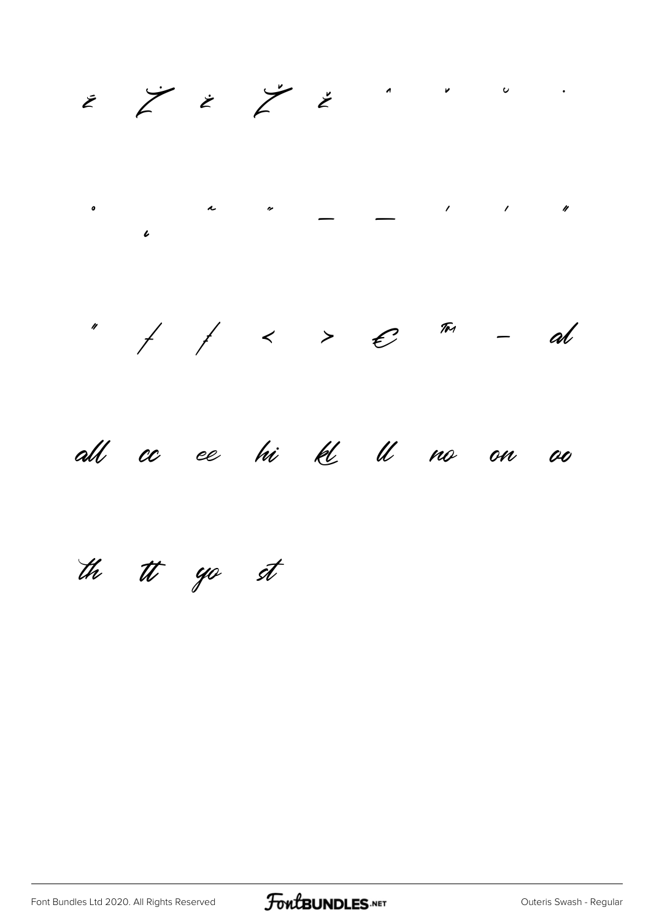ź Ż ż Ž ž ˆ ˇ ˘ ˙

˚ ˛ ˜ ˝ – — ' ' "

" † ‡ ‹ › € ™ − al

all cc ee hi kl ll no on oo

th tt yo st